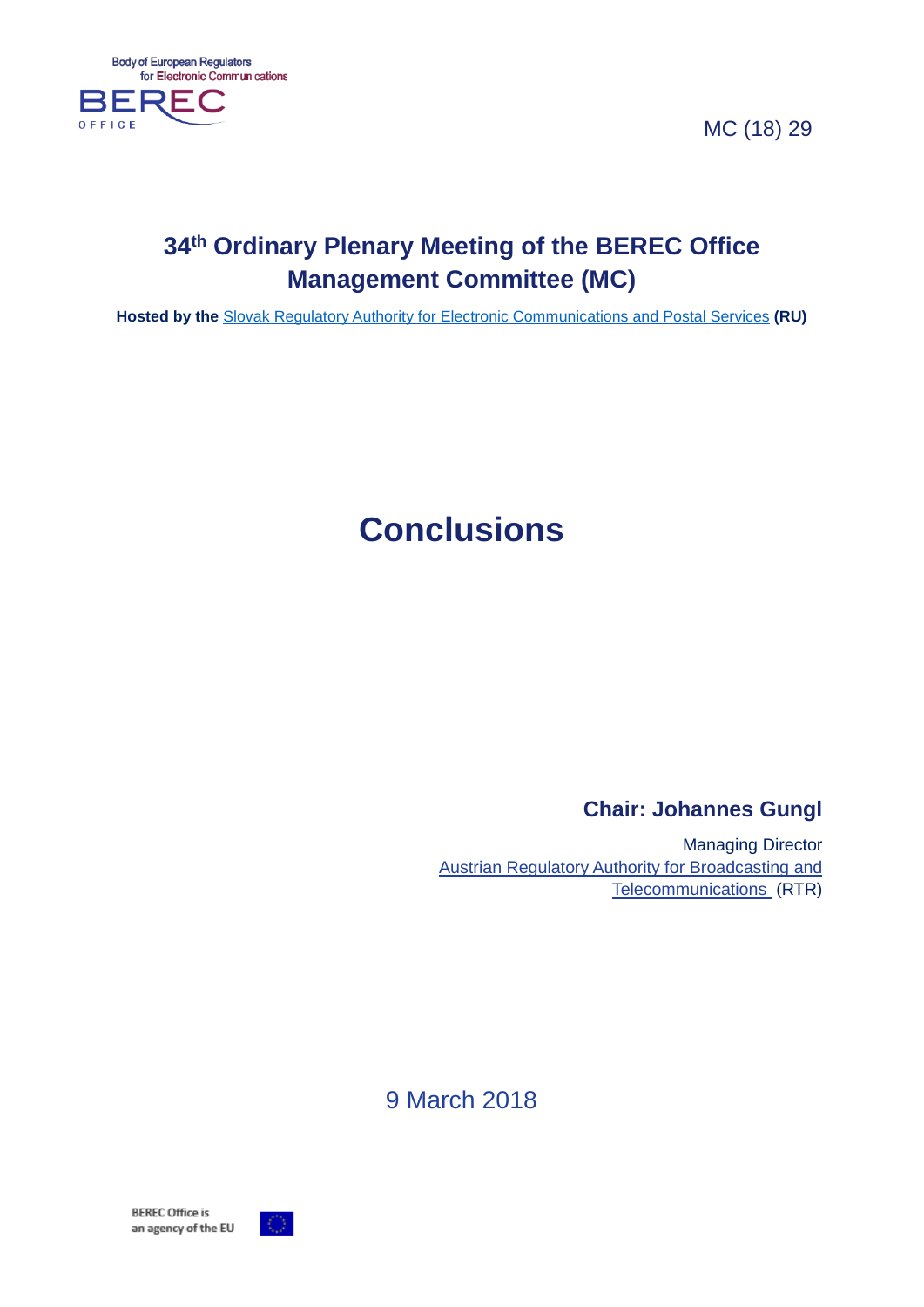Body of European Regulators for Electronic Communications

BEREC OFFICE

MC (18) 29

# 34th Ordinary Plenary Meeting of the BEREC Office Management Committee (MC)

**Hosted by the** Slovak Regulatory Authority for Electronic Communications and Postal Services **(RU)**

# Conclusions

**Chair: Johannes Gungl**

Managing Director
Austrian Regulatory Authority for Broadcasting and Telecommunications (RTR)

9 March 2018

BEREC Office is an agency of the EU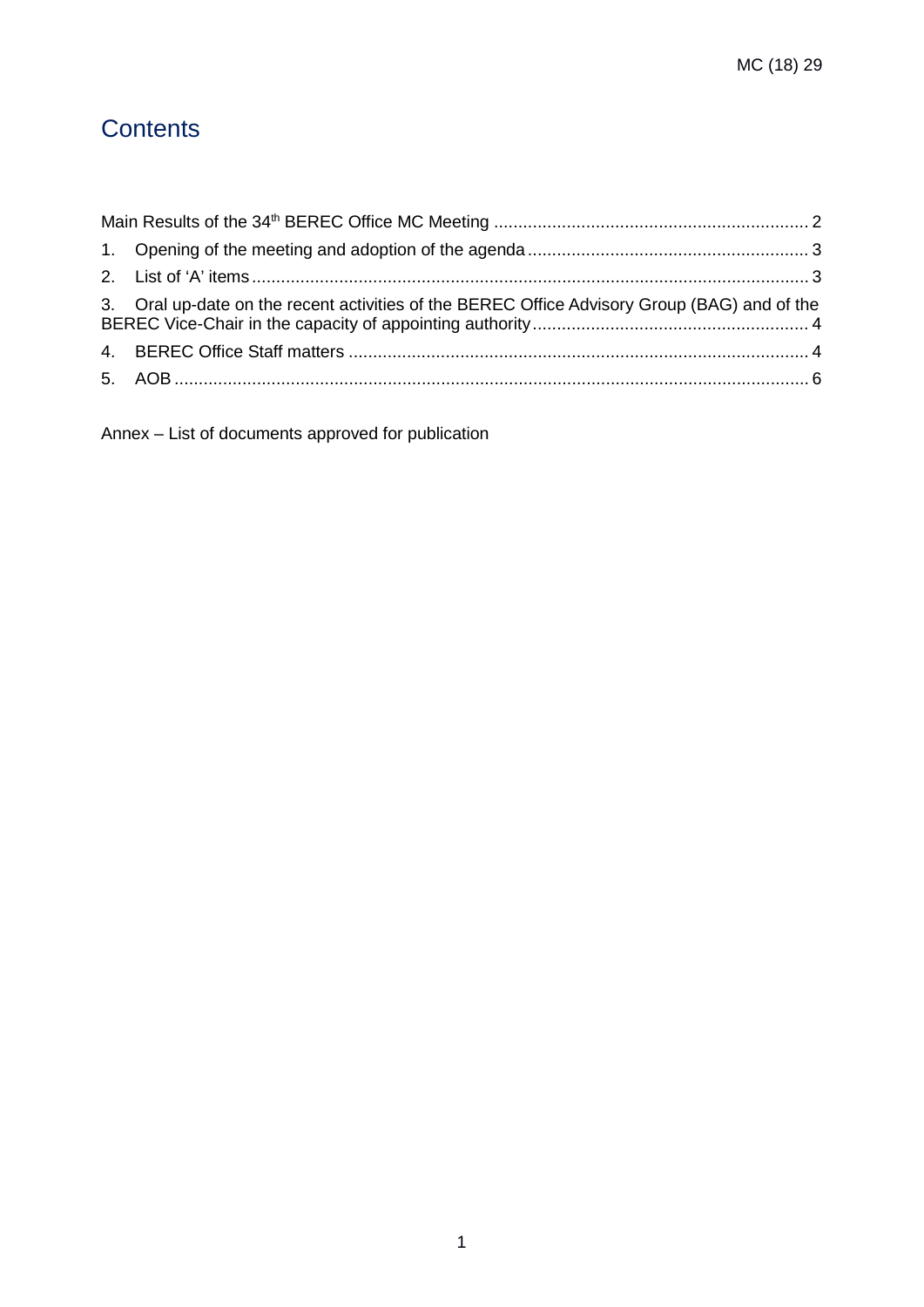# Contents

Main Results of the 34th BEREC Office MC Meeting ........................................................................ 2

1. Opening of the meeting and adoption of the agenda ........................................................ 3
2. List of 'A' items .............................................................................................................. 3
3. Oral up-date on the recent activities of the BEREC Office Advisory Group (BAG) and of the BEREC Vice-Chair in the capacity of appointing authority ........................................................ 4
4. BEREC Office Staff matters .......................................................................................... 4
5. AOB ............................................................................................................................... 6

Annex – List of documents approved for publication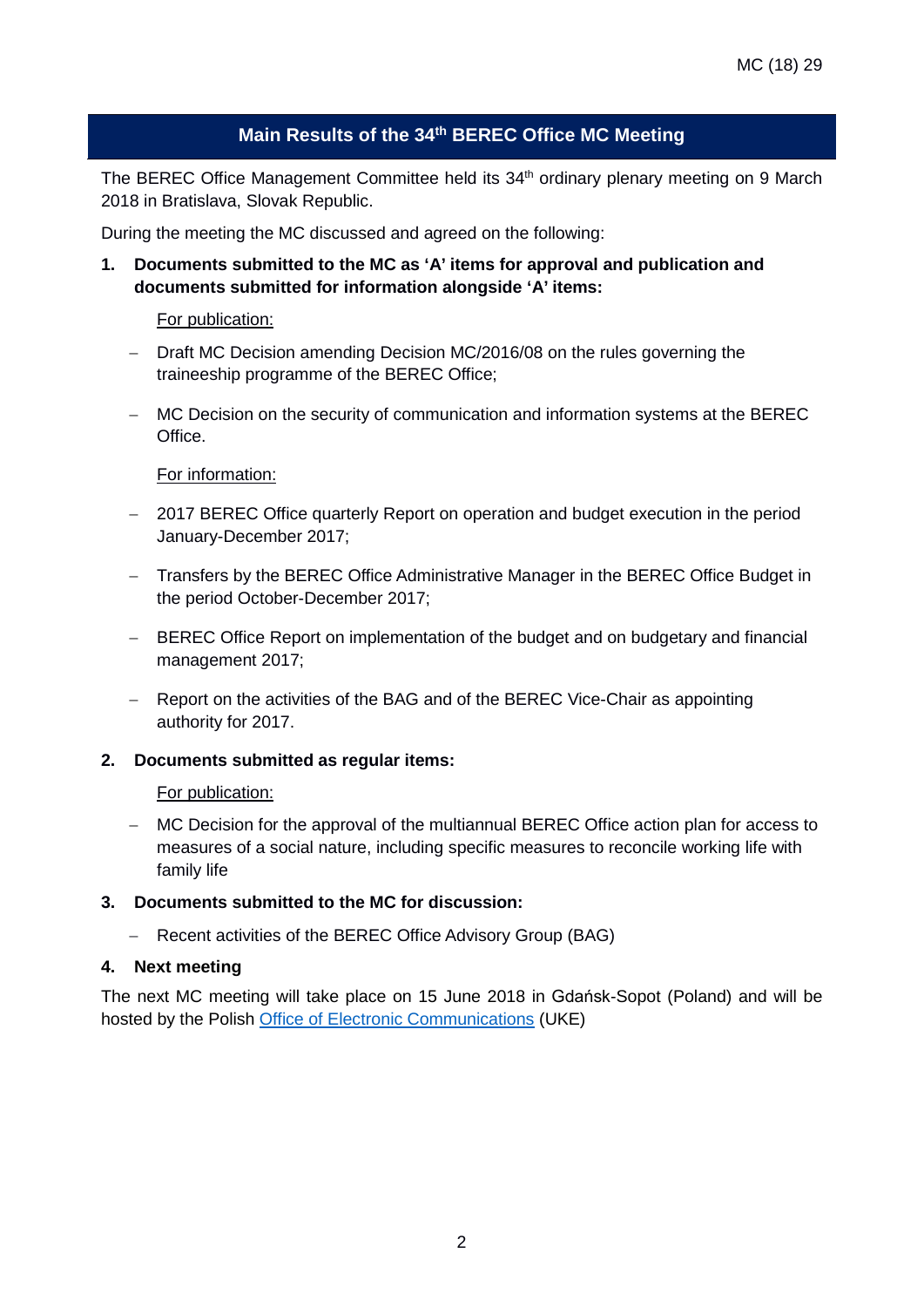MC (18) 29

# Main Results of the 34th BEREC Office MC Meeting

The BEREC Office Management Committee held its 34th ordinary plenary meeting on 9 March 2018 in Bratislava, Slovak Republic.

During the meeting the MC discussed and agreed on the following:

**1. Documents submitted to the MC as 'A' items for approval and publication and documents submitted for information alongside 'A' items:**

<u>For publication:</u>

- Draft MC Decision amending Decision MC/2016/08 on the rules governing the traineeship programme of the BEREC Office;
- MC Decision on the security of communication and information systems at the BEREC Office.

<u>For information:</u>

- 2017 BEREC Office quarterly Report on operation and budget execution in the period January-December 2017;
- Transfers by the BEREC Office Administrative Manager in the BEREC Office Budget in the period October-December 2017;
- BEREC Office Report on implementation of the budget and on budgetary and financial management 2017;
- Report on the activities of the BAG and of the BEREC Vice-Chair as appointing authority for 2017.

**2. Documents submitted as regular items:**

<u>For publication:</u>

- MC Decision for the approval of the multiannual BEREC Office action plan for access to measures of a social nature, including specific measures to reconcile working life with family life

**3. Documents submitted to the MC for discussion:**

- Recent activities of the BEREC Office Advisory Group (BAG)

**4. Next meeting**

The next MC meeting will take place on 15 June 2018 in Gdańsk-Sopot (Poland) and will be hosted by the Polish Office of Electronic Communications (UKE)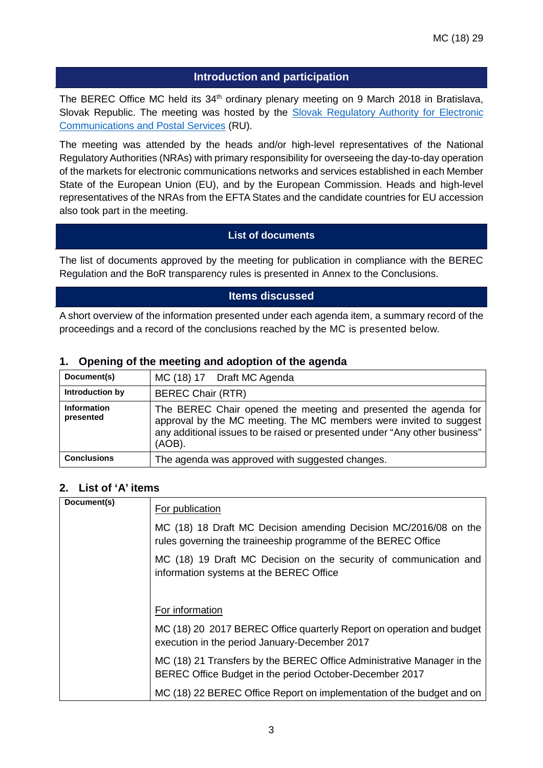## Introduction and participation

The BEREC Office MC held its 34th ordinary plenary meeting on 9 March 2018 in Bratislava, Slovak Republic. The meeting was hosted by the Slovak Regulatory Authority for Electronic Communications and Postal Services (RU).

The meeting was attended by the heads and/or high-level representatives of the National Regulatory Authorities (NRAs) with primary responsibility for overseeing the day-to-day operation of the markets for electronic communications networks and services established in each Member State of the European Union (EU), and by the European Commission. Heads and high-level representatives of the NRAs from the EFTA States and the candidate countries for EU accession also took part in the meeting.

## List of documents

The list of documents approved by the meeting for publication in compliance with the BEREC Regulation and the BoR transparency rules is presented in Annex to the Conclusions.

## Items discussed

A short overview of the information presented under each agenda item, a summary record of the proceedings and a record of the conclusions reached by the MC is presented below.

### 1. Opening of the meeting and adoption of the agenda

| | |
|---|---|
| **Document(s)** | MC (18) 17 Draft MC Agenda |
| **Introduction by** | BEREC Chair (RTR) |
| **Information presented** | The BEREC Chair opened the meeting and presented the agenda for approval by the MC meeting. The MC members were invited to suggest any additional issues to be raised or presented under "Any other business" (AOB). |
| **Conclusions** | The agenda was approved with suggested changes. |

### 2. List of 'A' items

| | |
|---|---|
| **Document(s)** | For publication<br><br>MC (18) 18 Draft MC Decision amending Decision MC/2016/08 on the rules governing the traineeship programme of the BEREC Office<br><br>MC (18) 19 Draft MC Decision on the security of communication and information systems at the BEREC Office<br><br>For information<br><br>MC (18) 20 2017 BEREC Office quarterly Report on operation and budget execution in the period January-December 2017<br><br>MC (18) 21 Transfers by the BEREC Office Administrative Manager in the BEREC Office Budget in the period October-December 2017<br><br>MC (18) 22 BEREC Office Report on implementation of the budget and on |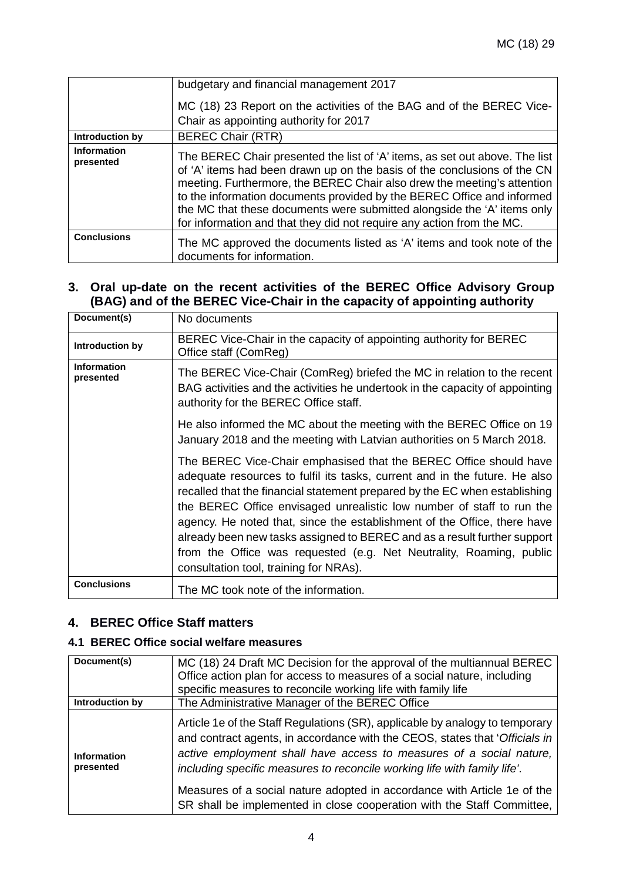| | |
|---|---|
| | budgetary and financial management 2017<br><br>MC (18) 23 Report on the activities of the BAG and of the BEREC Vice-Chair as appointing authority for 2017 |
| **Introduction by** | BEREC Chair (RTR) |
| **Information presented** | The BEREC Chair presented the list of 'A' items, as set out above. The list of 'A' items had been drawn up on the basis of the conclusions of the CN meeting. Furthermore, the BEREC Chair also drew the meeting's attention to the information documents provided by the BEREC Office and informed the MC that these documents were submitted alongside the 'A' items only for information and that they did not require any action from the MC. |
| **Conclusions** | The MC approved the documents listed as 'A' items and took note of the documents for information. |

## 3. Oral up-date on the recent activities of the BEREC Office Advisory Group (BAG) and of the BEREC Vice-Chair in the capacity of appointing authority

| | |
|---|---|
| **Document(s)** | No documents |
| **Introduction by** | BEREC Vice-Chair in the capacity of appointing authority for BEREC Office staff (ComReg) |
| **Information presented** | The BEREC Vice-Chair (ComReg) briefed the MC in relation to the recent BAG activities and the activities he undertook in the capacity of appointing authority for the BEREC Office staff.<br><br>He also informed the MC about the meeting with the BEREC Office on 19 January 2018 and the meeting with Latvian authorities on 5 March 2018.<br><br>The BEREC Vice-Chair emphasised that the BEREC Office should have adequate resources to fulfil its tasks, current and in the future. He also recalled that the financial statement prepared by the EC when establishing the BEREC Office envisaged unrealistic low number of staff to run the agency. He noted that, since the establishment of the Office, there have already been new tasks assigned to BEREC and as a result further support from the Office was requested (e.g. Net Neutrality, Roaming, public consultation tool, training for NRAs). |
| **Conclusions** | The MC took note of the information. |

## 4. BEREC Office Staff matters

### 4.1 BEREC Office social welfare measures

| | |
|---|---|
| **Document(s)** | MC (18) 24 Draft MC Decision for the approval of the multiannual BEREC Office action plan for access to measures of a social nature, including specific measures to reconcile working life with family life |
| **Introduction by** | The Administrative Manager of the BEREC Office |
| **Information presented** | Article 1e of the Staff Regulations (SR), applicable by analogy to temporary and contract agents, in accordance with the CEOS, states that '*Officials in active employment shall have access to measures of a social nature, including specific measures to reconcile working life with family life*'.<br><br>Measures of a social nature adopted in accordance with Article 1e of the SR shall be implemented in close cooperation with the Staff Committee, |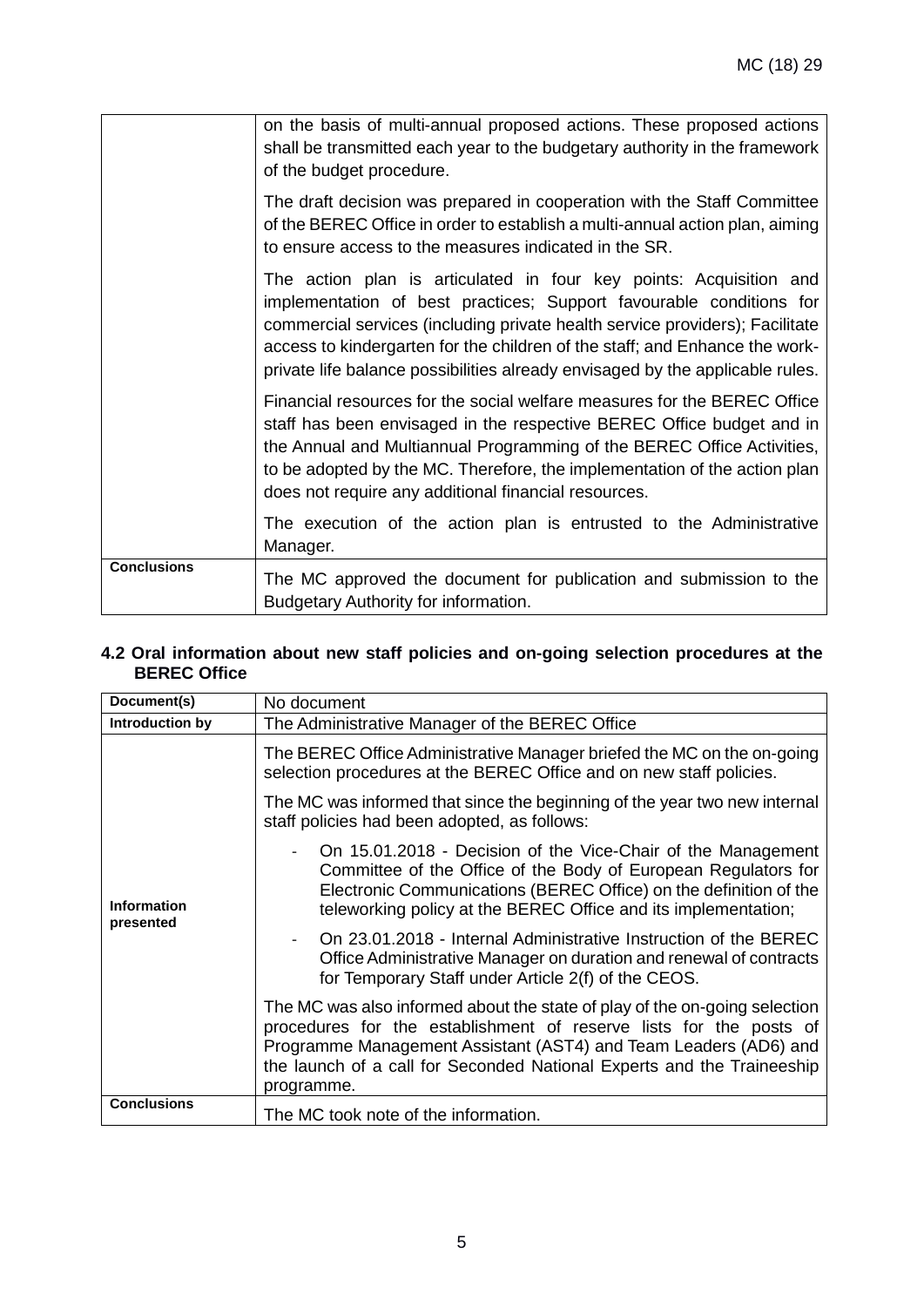| | |
|---|---|
| | on the basis of multi-annual proposed actions. These proposed actions shall be transmitted each year to the budgetary authority in the framework of the budget procedure.<br><br>The draft decision was prepared in cooperation with the Staff Committee of the BEREC Office in order to establish a multi-annual action plan, aiming to ensure access to the measures indicated in the SR.<br><br>The action plan is articulated in four key points: Acquisition and implementation of best practices; Support favourable conditions for commercial services (including private health service providers); Facilitate access to kindergarten for the children of the staff; and Enhance the work-private life balance possibilities already envisaged by the applicable rules.<br><br>Financial resources for the social welfare measures for the BEREC Office staff has been envisaged in the respective BEREC Office budget and in the Annual and Multiannual Programming of the BEREC Office Activities, to be adopted by the MC. Therefore, the implementation of the action plan does not require any additional financial resources.<br><br>The execution of the action plan is entrusted to the Administrative Manager. |
| **Conclusions** | The MC approved the document for publication and submission to the Budgetary Authority for information. |

### 4.2 Oral information about new staff policies and on-going selection procedures at the BEREC Office

| | |
|---|---|
| **Document(s)** | No document |
| **Introduction by** | The Administrative Manager of the BEREC Office |
| **Information presented** | The BEREC Office Administrative Manager briefed the MC on the on-going selection procedures at the BEREC Office and on new staff policies.<br><br>The MC was informed that since the beginning of the year two new internal staff policies had been adopted, as follows:<br><br>- On 15.01.2018 - Decision of the Vice-Chair of the Management Committee of the Office of the Body of European Regulators for Electronic Communications (BEREC Office) on the definition of the teleworking policy at the BEREC Office and its implementation;<br>- On 23.01.2018 - Internal Administrative Instruction of the BEREC Office Administrative Manager on duration and renewal of contracts for Temporary Staff under Article 2(f) of the CEOS.<br><br>The MC was also informed about the state of play of the on-going selection procedures for the establishment of reserve lists for the posts of Programme Management Assistant (AST4) and Team Leaders (AD6) and the launch of a call for Seconded National Experts and the Traineeship programme. |
| **Conclusions** | The MC took note of the information. |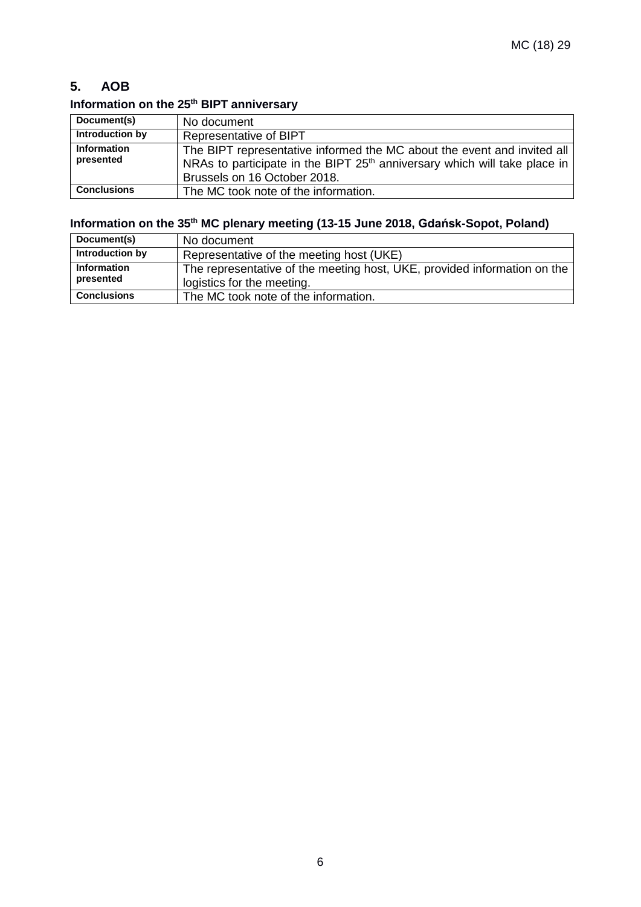## 5. AOB

### Information on the 25th BIPT anniversary

| Document(s) | No document |
|---|---|
| Introduction by | Representative of BIPT |
| Information presented | The BIPT representative informed the MC about the event and invited all NRAs to participate in the BIPT 25th anniversary which will take place in Brussels on 16 October 2018. |
| Conclusions | The MC took note of the information. |

### Information on the 35th MC plenary meeting (13-15 June 2018, Gdańsk-Sopot, Poland)

| Document(s) | No document |
|---|---|
| Introduction by | Representative of the meeting host (UKE) |
| Information presented | The representative of the meeting host, UKE, provided information on the logistics for the meeting. |
| Conclusions | The MC took note of the information. |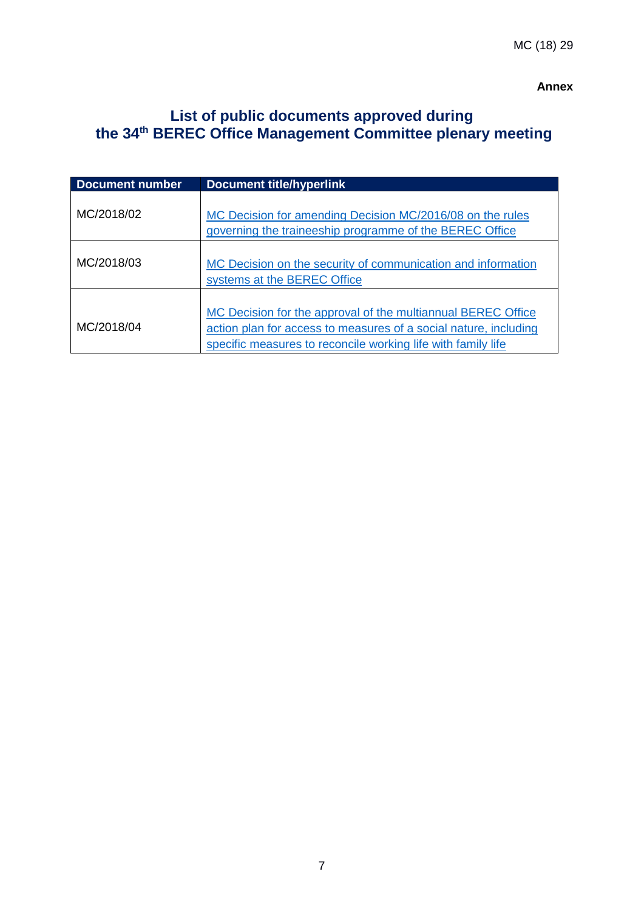**Annex**

## List of public documents approved during the 34th BEREC Office Management Committee plenary meeting

| Document number | Document title/hyperlink |
|---|---|
| MC/2018/02 | MC Decision for amending Decision MC/2016/08 on the rules governing the traineeship programme of the BEREC Office |
| MC/2018/03 | MC Decision on the security of communication and information systems at the BEREC Office |
| MC/2018/04 | MC Decision for the approval of the multiannual BEREC Office action plan for access to measures of a social nature, including specific measures to reconcile working life with family life |